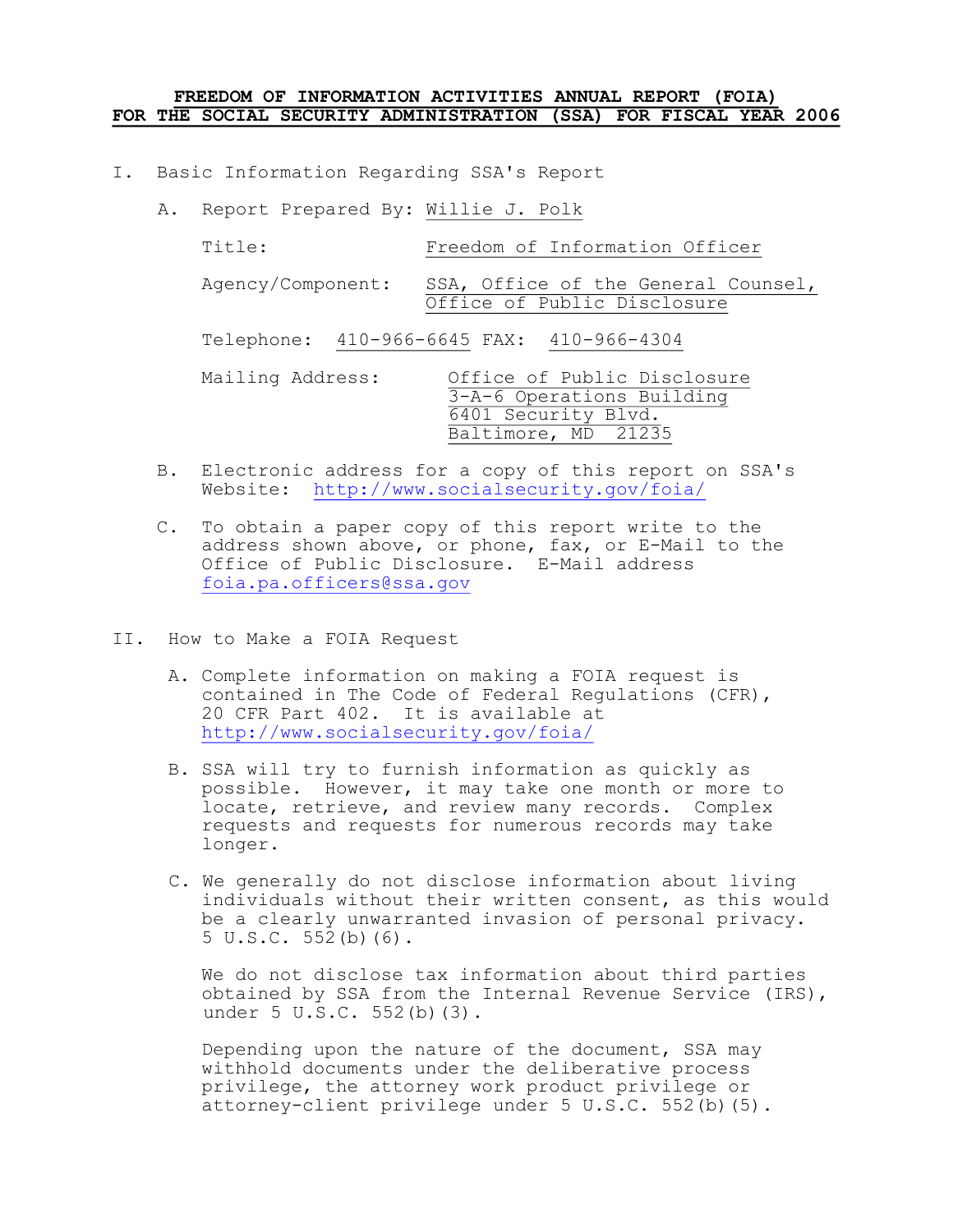# FREEDOM OF INFORMATION ACTIVITIES ANNUAL REPORT (FOIA) FOR THE SOCIAL SECURITY ADMINISTRATION (SSA) FOR FISCAL YEAR 2006

## I. Basic Information Regarding SSA's Report

A. Report Prepared By: Willie J. Polk

Title: Freedom of Information Officer

Agency/Component: SSA, Office of the General Counsel, Office of Public Disclosure

Telephone: 410-966-6645 FAX: 410-966-4304

Mailing Address:
Office of Public Disclosure
3-A-6 Operations Building
6401 Security Blvd.
Baltimore, MD 21235

B. Electronic address for a copy of this report on SSA's Website: http://www.socialsecurity.gov/foia/

C. To obtain a paper copy of this report write to the address shown above, or phone, fax, or E-Mail to the Office of Public Disclosure. E-Mail address foia.pa.officers@ssa.gov

## II. How to Make a FOIA Request

A. Complete information on making a FOIA request is contained in The Code of Federal Regulations (CFR), 20 CFR Part 402. It is available at http://www.socialsecurity.gov/foia/

B. SSA will try to furnish information as quickly as possible. However, it may take one month or more to locate, retrieve, and review many records. Complex requests and requests for numerous records may take longer.

C. We generally do not disclose information about living individuals without their written consent, as this would be a clearly unwarranted invasion of personal privacy. 5 U.S.C. 552(b)(6).

We do not disclose tax information about third parties obtained by SSA from the Internal Revenue Service (IRS), under 5 U.S.C. 552(b)(3).

Depending upon the nature of the document, SSA may withhold documents under the deliberative process privilege, the attorney work product privilege or attorney-client privilege under 5 U.S.C. 552(b)(5).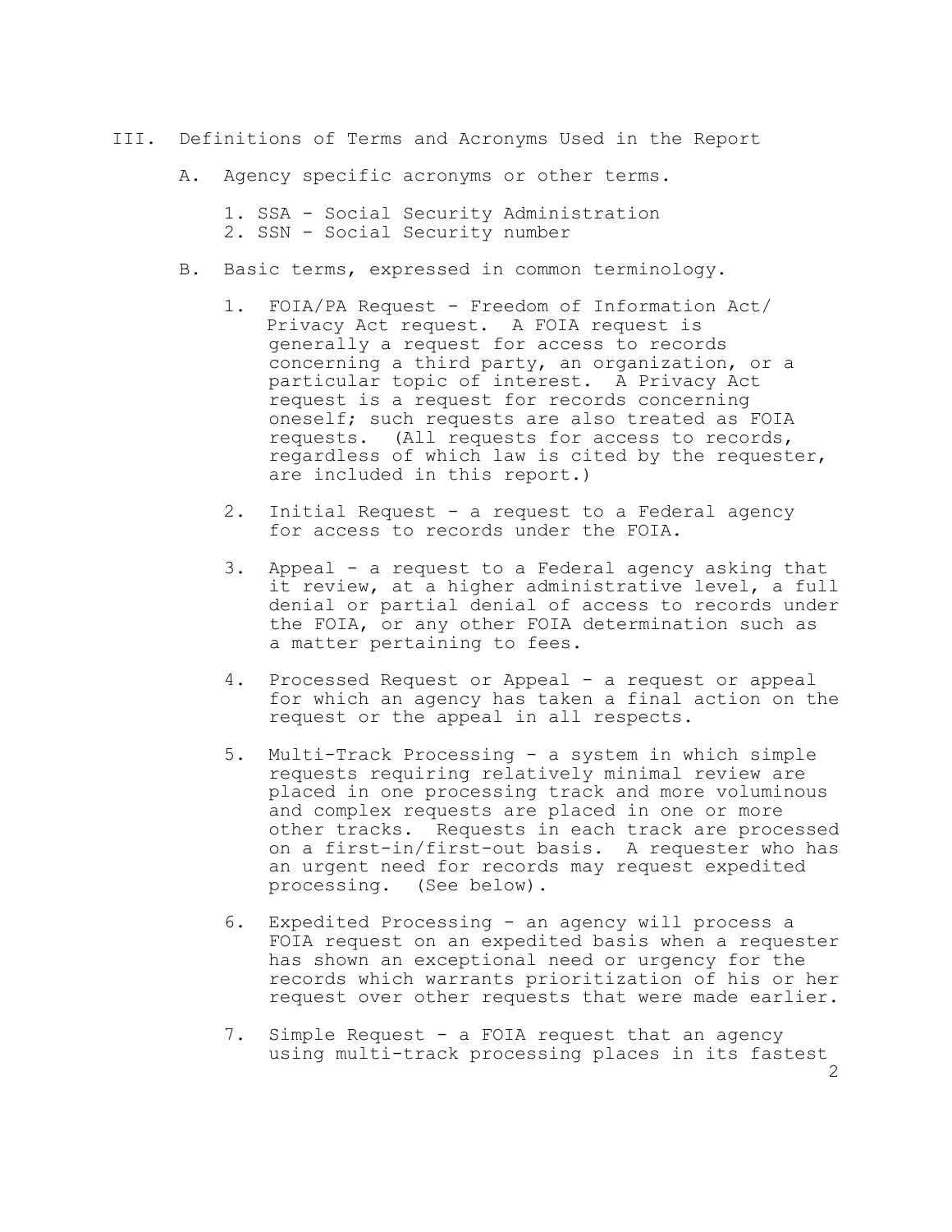## III. Definitions of Terms and Acronyms Used in the Report

### A. Agency specific acronyms or other terms.

1. SSA - Social Security Administration
2. SSN - Social Security number

### B. Basic terms, expressed in common terminology.

1. FOIA/PA Request - Freedom of Information Act/ Privacy Act request. A FOIA request is generally a request for access to records concerning a third party, an organization, or a particular topic of interest. A Privacy Act request is a request for records concerning oneself; such requests are also treated as FOIA requests. (All requests for access to records, regardless of which law is cited by the requester, are included in this report.)

2. Initial Request - a request to a Federal agency for access to records under the FOIA.

3. Appeal - a request to a Federal agency asking that it review, at a higher administrative level, a full denial or partial denial of access to records under the FOIA, or any other FOIA determination such as a matter pertaining to fees.

4. Processed Request or Appeal - a request or appeal for which an agency has taken a final action on the request or the appeal in all respects.

5. Multi-Track Processing - a system in which simple requests requiring relatively minimal review are placed in one processing track and more voluminous and complex requests are placed in one or more other tracks. Requests in each track are processed on a first-in/first-out basis. A requester who has an urgent need for records may request expedited processing. (See below).

6. Expedited Processing - an agency will process a FOIA request on an expedited basis when a requester has shown an exceptional need or urgency for the records which warrants prioritization of his or her request over other requests that were made earlier.

7. Simple Request - a FOIA request that an agency using multi-track processing places in its fastest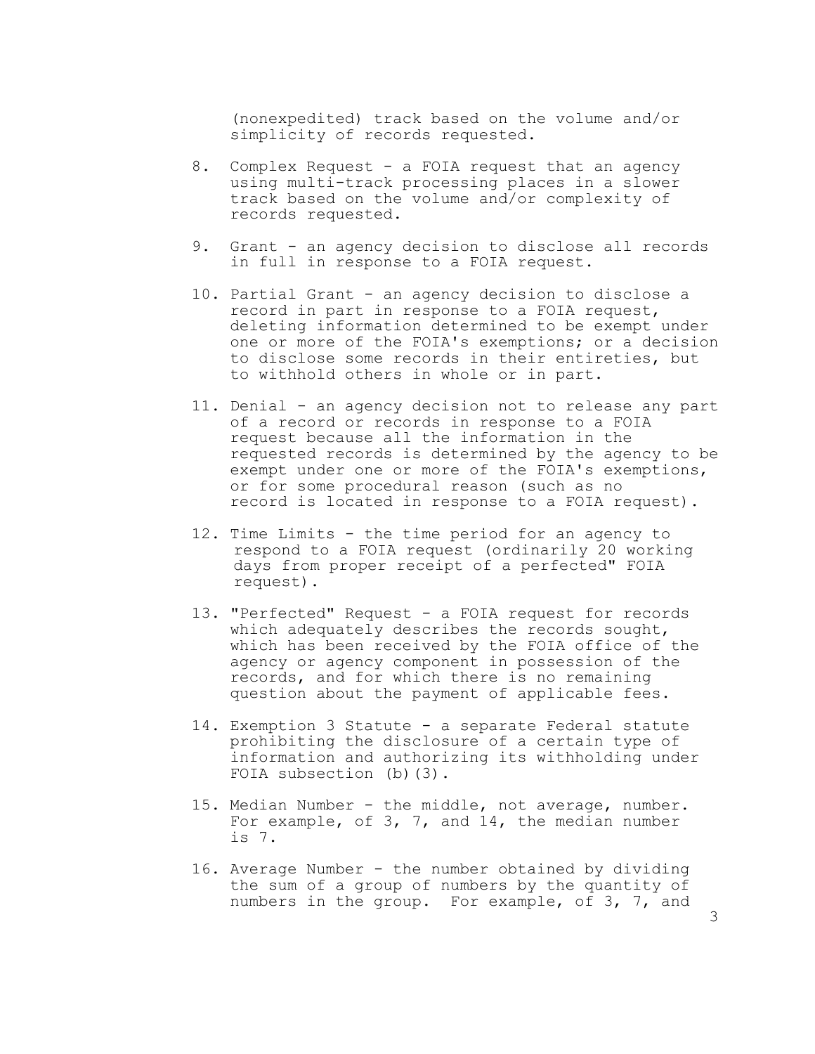(nonexpedited) track based on the volume and/or simplicity of records requested.

8. Complex Request - a FOIA request that an agency using multi-track processing places in a slower track based on the volume and/or complexity of records requested.

9. Grant - an agency decision to disclose all records in full in response to a FOIA request.

10. Partial Grant - an agency decision to disclose a record in part in response to a FOIA request, deleting information determined to be exempt under one or more of the FOIA's exemptions; or a decision to disclose some records in their entireties, but to withhold others in whole or in part.

11. Denial - an agency decision not to release any part of a record or records in response to a FOIA request because all the information in the requested records is determined by the agency to be exempt under one or more of the FOIA's exemptions, or for some procedural reason (such as no record is located in response to a FOIA request).

12. Time Limits - the time period for an agency to respond to a FOIA request (ordinarily 20 working days from proper receipt of a perfected" FOIA request).

13. "Perfected" Request - a FOIA request for records which adequately describes the records sought, which has been received by the FOIA office of the agency or agency component in possession of the records, and for which there is no remaining question about the payment of applicable fees.

14. Exemption 3 Statute - a separate Federal statute prohibiting the disclosure of a certain type of information and authorizing its withholding under FOIA subsection (b)(3).

15. Median Number - the middle, not average, number. For example, of 3, 7, and 14, the median number is 7.

16. Average Number - the number obtained by dividing the sum of a group of numbers by the quantity of numbers in the group. For example, of 3, 7, and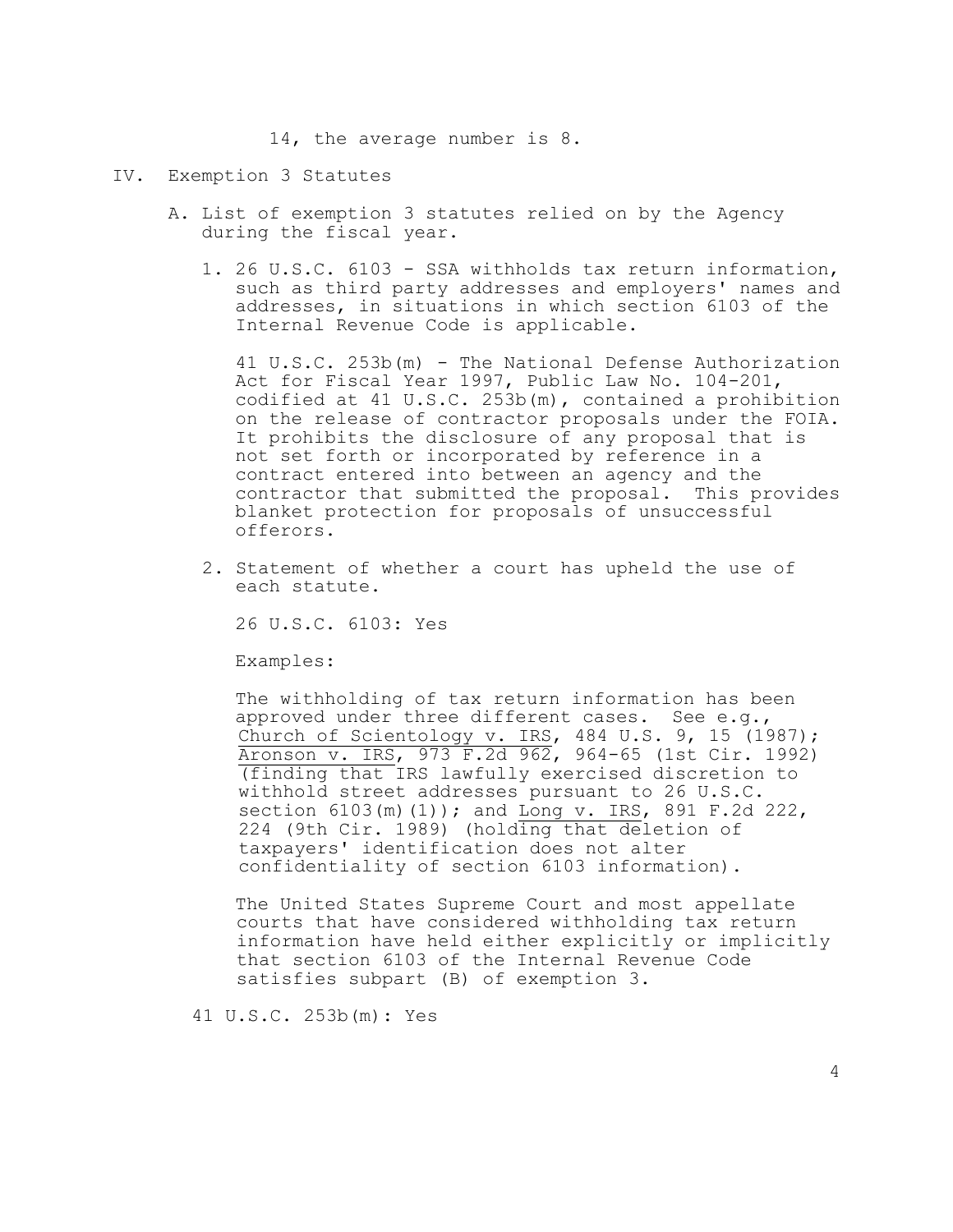14, the average number is 8.

## IV. Exemption 3 Statutes

### A. List of exemption 3 statutes relied on by the Agency during the fiscal year.

1. 26 U.S.C. 6103 - SSA withholds tax return information, such as third party addresses and employers' names and addresses, in situations in which section 6103 of the Internal Revenue Code is applicable.

   41 U.S.C. 253b(m) - The National Defense Authorization Act for Fiscal Year 1997, Public Law No. 104-201, codified at 41 U.S.C. 253b(m), contained a prohibition on the release of contractor proposals under the FOIA. It prohibits the disclosure of any proposal that is not set forth or incorporated by reference in a contract entered into between an agency and the contractor that submitted the proposal. This provides blanket protection for proposals of unsuccessful offerors.

2. Statement of whether a court has upheld the use of each statute.

   26 U.S.C. 6103: Yes

   Examples:

   The withholding of tax return information has been approved under three different cases. See e.g., Church of Scientology v. IRS, 484 U.S. 9, 15 (1987); Aronson v. IRS, 973 F.2d 962, 964-65 (1st Cir. 1992) (finding that IRS lawfully exercised discretion to withhold street addresses pursuant to 26 U.S.C. section 6103(m)(1)); and Long v. IRS, 891 F.2d 222, 224 (9th Cir. 1989) (holding that deletion of taxpayers' identification does not alter confidentiality of section 6103 information).

   The United States Supreme Court and most appellate courts that have considered withholding tax return information have held either explicitly or implicitly that section 6103 of the Internal Revenue Code satisfies subpart (B) of exemption 3.

   41 U.S.C. 253b(m): Yes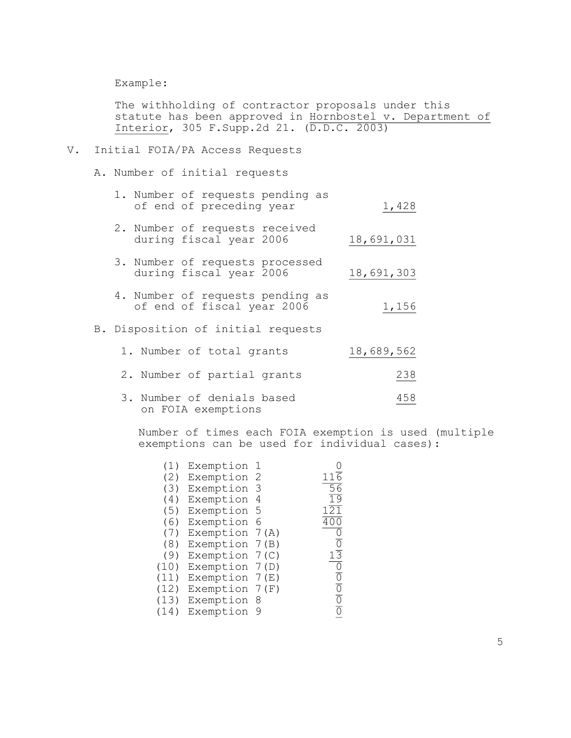Example:

The withholding of contractor proposals under this statute has been approved in Hornbostel v. Department of Interior, 305 F.Supp.2d 21. (D.D.C. 2003)

## V. Initial FOIA/PA Access Requests

### A. Number of initial requests

| | |
|---|---|
| 1. Number of requests pending as of end of preceding year | 1,428 |
| 2. Number of requests received during fiscal year 2006 | 18,691,031 |
| 3. Number of requests processed during fiscal year 2006 | 18,691,303 |
| 4. Number of requests pending as of end of fiscal year 2006 | 1,156 |

### B. Disposition of initial requests

| | |
|---|---|
| 1. Number of total grants | 18,689,562 |
| 2. Number of partial grants | 238 |
| 3. Number of denials based on FOIA exemptions | 458 |

Number of times each FOIA exemption is used (multiple exemptions can be used for individual cases):

| | | |
|---|---|---|
| (1) | Exemption 1 | 0 |
| (2) | Exemption 2 | 116 |
| (3) | Exemption 3 | 56 |
| (4) | Exemption 4 | 19 |
| (5) | Exemption 5 | 121 |
| (6) | Exemption 6 | 400 |
| (7) | Exemption 7(A) | 0 |
| (8) | Exemption 7(B) | 0 |
| (9) | Exemption 7(C) | 13 |
| (10) | Exemption 7(D) | 0 |
| (11) | Exemption 7(E) | 0 |
| (12) | Exemption 7(F) | 0 |
| (13) | Exemption 8 | 0 |
| (14) | Exemption 9 | 0 |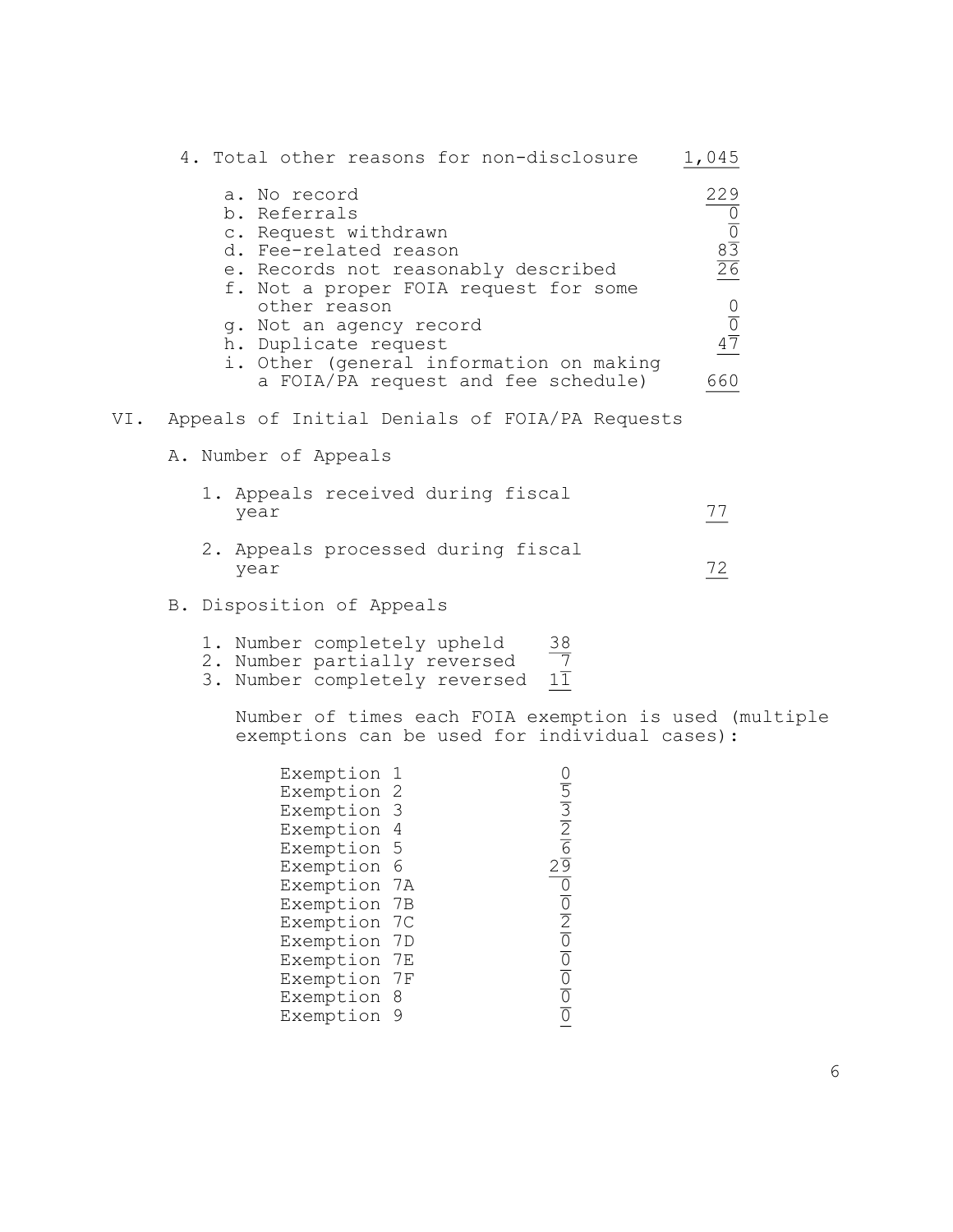4. Total other reasons for non-disclosure 1,045

| | |
|---|---|
| a. No record | 229 |
| b. Referrals | 0 |
| c. Request withdrawn | 0 |
| d. Fee-related reason | 83 |
| e. Records not reasonably described | 26 |
| f. Not a proper FOIA request for some other reason | 0 |
| g. Not an agency record | 0 |
| h. Duplicate request | 47 |
| i. Other (general information on making a FOIA/PA request and fee schedule) | 660 |

## VI. Appeals of Initial Denials of FOIA/PA Requests

### A. Number of Appeals

1. Appeals received during fiscal year 77

2. Appeals processed during fiscal year 72

### B. Disposition of Appeals

1. Number completely upheld 38
2. Number partially reversed 7
3. Number completely reversed 11

Number of times each FOIA exemption is used (multiple exemptions can be used for individual cases):

| | |
|---|---|
| Exemption 1 | 0 |
| Exemption 2 | 5 |
| Exemption 3 | 3 |
| Exemption 4 | 2 |
| Exemption 5 | 6 |
| Exemption 6 | 29 |
| Exemption 7A | 0 |
| Exemption 7B | 0 |
| Exemption 7C | 2 |
| Exemption 7D | 0 |
| Exemption 7E | 0 |
| Exemption 7F | 0 |
| Exemption 8 | 0 |
| Exemption 9 | 0 |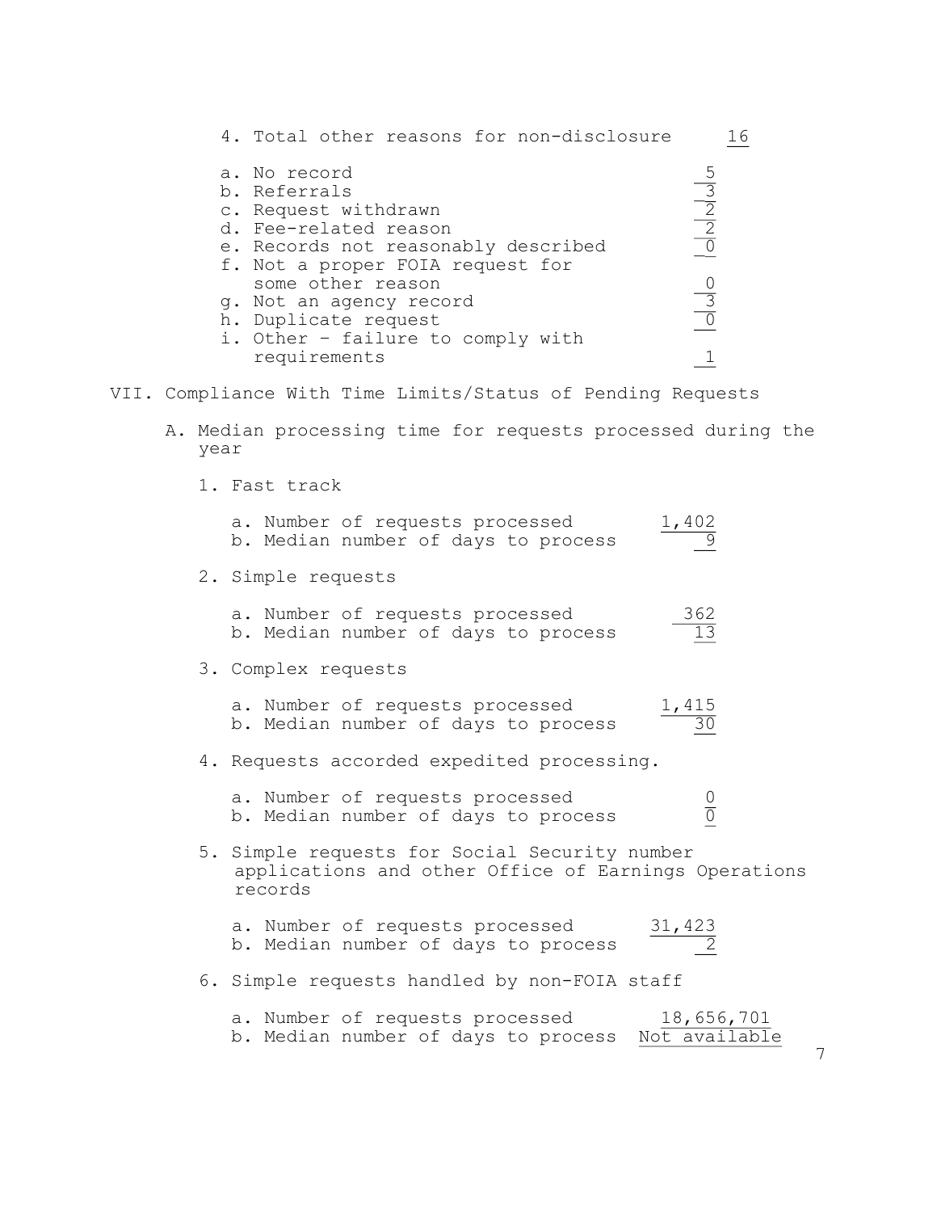4. Total other reasons for non-disclosure 16

| | |
|---|---|
| a. No record | 5 |
| b. Referrals | 3 |
| c. Request withdrawn | 2 |
| d. Fee-related reason | 2 |
| e. Records not reasonably described | 0 |
| f. Not a proper FOIA request for some other reason | 0 |
| g. Not an agency record | 3 |
| h. Duplicate request | 0 |
| i. Other - failure to comply with requirements | 1 |

## VII. Compliance With Time Limits/Status of Pending Requests

### A. Median processing time for requests processed during the year

1. Fast track

| | |
|---|---|
| a. Number of requests processed | 1,402 |
| b. Median number of days to process | 9 |

2. Simple requests

| | |
|---|---|
| a. Number of requests processed | 362 |
| b. Median number of days to process | 13 |

3. Complex requests

| | |
|---|---|
| a. Number of requests processed | 1,415 |
| b. Median number of days to process | 30 |

4. Requests accorded expedited processing.

| | |
|---|---|
| a. Number of requests processed | 0 |
| b. Median number of days to process | 0 |

5. Simple requests for Social Security number applications and other Office of Earnings Operations records

| | |
|---|---|
| a. Number of requests processed | 31,423 |
| b. Median number of days to process | 2 |

6. Simple requests handled by non-FOIA staff

| | |
|---|---|
| a. Number of requests processed | 18,656,701 |
| b. Median number of days to process | Not available |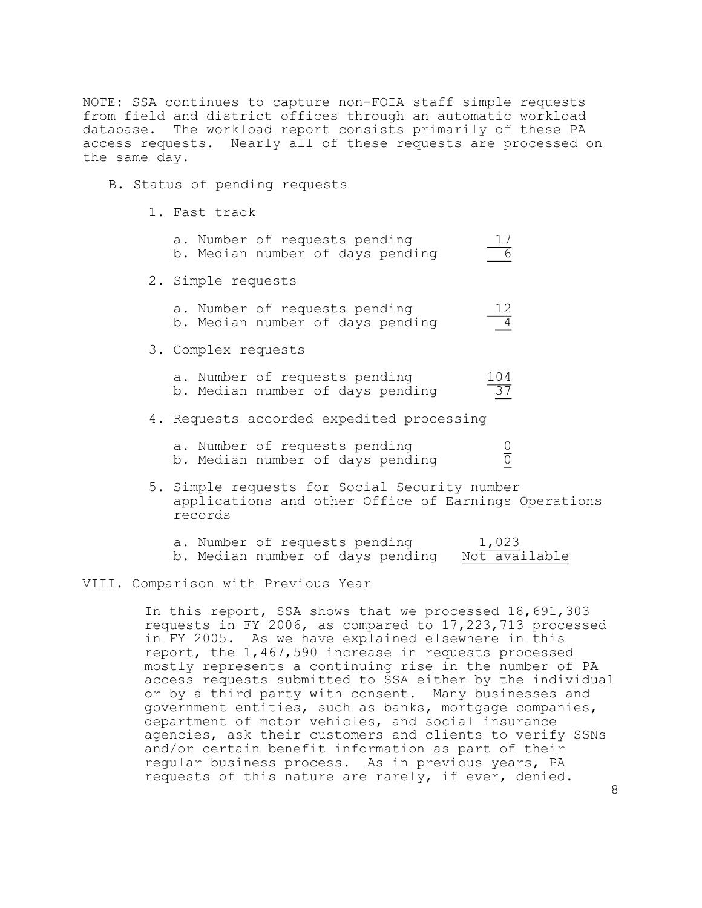NOTE: SSA continues to capture non-FOIA staff simple requests from field and district offices through an automatic workload database. The workload report consists primarily of these PA access requests. Nearly all of these requests are processed on the same day.

B. Status of pending requests

1. Fast track

   a. Number of requests pending — 17
   b. Median number of days pending — 6

2. Simple requests

   a. Number of requests pending — 12
   b. Median number of days pending — 4

3. Complex requests

   a. Number of requests pending — 104
   b. Median number of days pending — 37

4. Requests accorded expedited processing

   a. Number of requests pending — 0
   b. Median number of days pending — 0

5. Simple requests for Social Security number applications and other Office of Earnings Operations records

   a. Number of requests pending — 1,023
   b. Median number of days pending — Not available

## VIII. Comparison with Previous Year

In this report, SSA shows that we processed 18,691,303 requests in FY 2006, as compared to 17,223,713 processed in FY 2005. As we have explained elsewhere in this report, the 1,467,590 increase in requests processed mostly represents a continuing rise in the number of PA access requests submitted to SSA either by the individual or by a third party with consent. Many businesses and government entities, such as banks, mortgage companies, department of motor vehicles, and social insurance agencies, ask their customers and clients to verify SSNs and/or certain benefit information as part of their regular business process. As in previous years, PA requests of this nature are rarely, if ever, denied.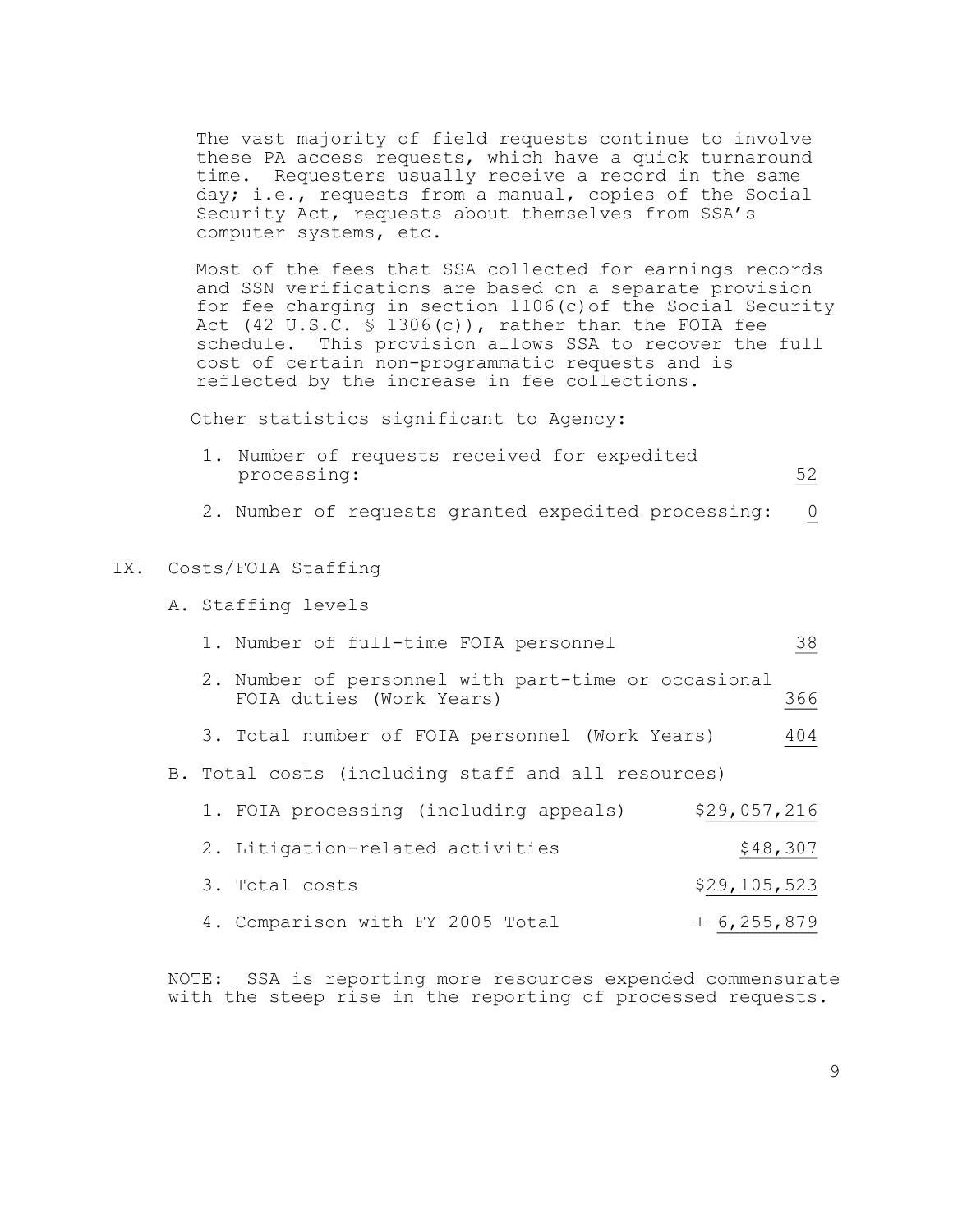The vast majority of field requests continue to involve these PA access requests, which have a quick turnaround time. Requesters usually receive a record in the same day; i.e., requests from a manual, copies of the Social Security Act, requests about themselves from SSA's computer systems, etc.

Most of the fees that SSA collected for earnings records and SSN verifications are based on a separate provision for fee charging in section 1106(c)of the Social Security Act (42 U.S.C. § 1306(c)), rather than the FOIA fee schedule. This provision allows SSA to recover the full cost of certain non-programmatic requests and is reflected by the increase in fee collections.

Other statistics significant to Agency:

1. Number of requests received for expedited processing: 52
2. Number of requests granted expedited processing: 0

## IX. Costs/FOIA Staffing

A. Staffing levels

1. Number of full-time FOIA personnel 38
2. Number of personnel with part-time or occasional FOIA duties (Work Years) 366
3. Total number of FOIA personnel (Work Years) 404

B. Total costs (including staff and all resources)

1. FOIA processing (including appeals) $29,057,216
2. Litigation-related activities $48,307
3. Total costs $29,105,523
4. Comparison with FY 2005 Total + 6,255,879

NOTE: SSA is reporting more resources expended commensurate with the steep rise in the reporting of processed requests.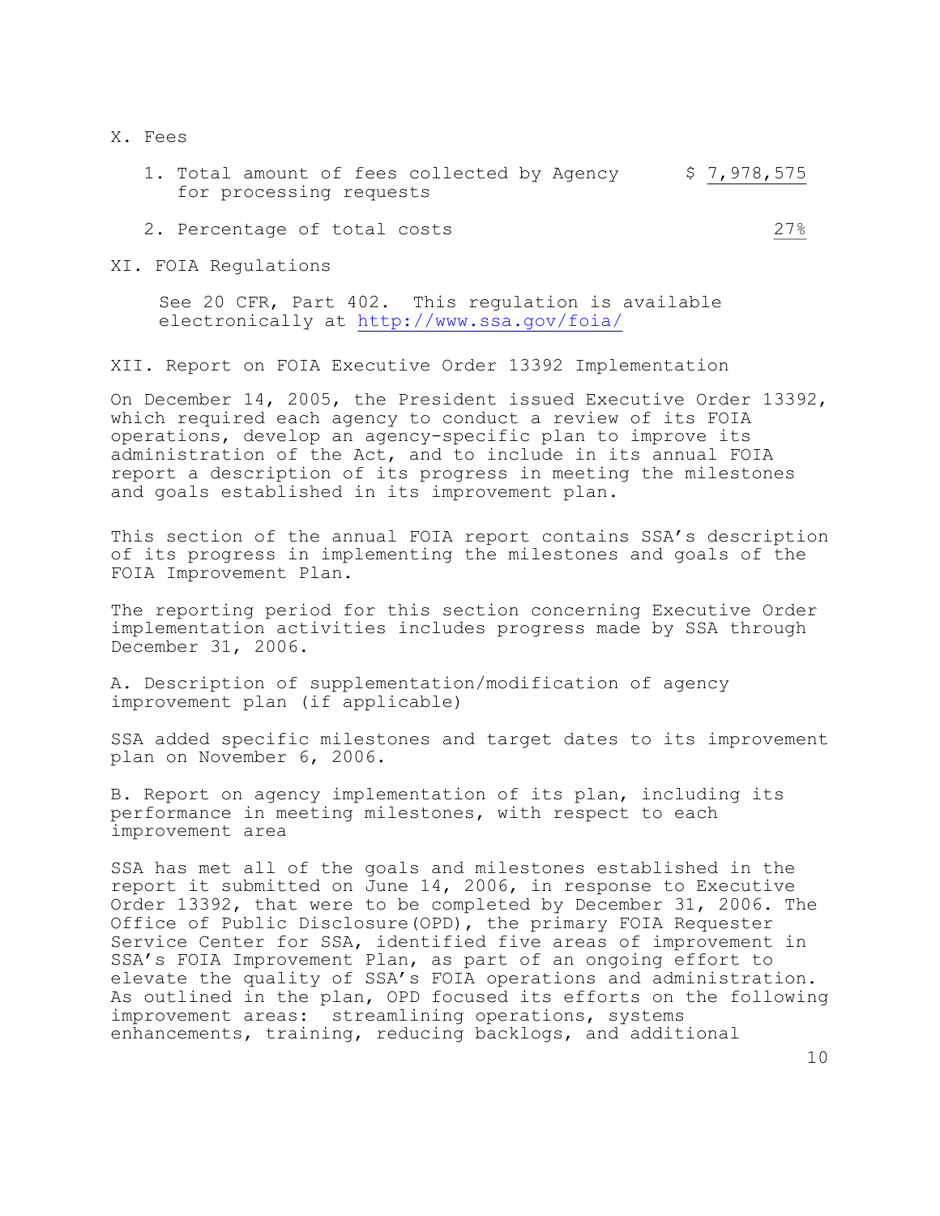## X. Fees

1. Total amount of fees collected by Agency for processing requests — $ 7,978,575

2. Percentage of total costs — 27%

## XI. FOIA Regulations

See 20 CFR, Part 402. This regulation is available electronically at http://www.ssa.gov/foia/

## XII. Report on FOIA Executive Order 13392 Implementation

On December 14, 2005, the President issued Executive Order 13392, which required each agency to conduct a review of its FOIA operations, develop an agency-specific plan to improve its administration of the Act, and to include in its annual FOIA report a description of its progress in meeting the milestones and goals established in its improvement plan.

This section of the annual FOIA report contains SSA's description of its progress in implementing the milestones and goals of the FOIA Improvement Plan.

The reporting period for this section concerning Executive Order implementation activities includes progress made by SSA through December 31, 2006.

### A. Description of supplementation/modification of agency improvement plan (if applicable)

SSA added specific milestones and target dates to its improvement plan on November 6, 2006.

### B. Report on agency implementation of its plan, including its performance in meeting milestones, with respect to each improvement area

SSA has met all of the goals and milestones established in the report it submitted on June 14, 2006, in response to Executive Order 13392, that were to be completed by December 31, 2006. The Office of Public Disclosure(OPD), the primary FOIA Requester Service Center for SSA, identified five areas of improvement in SSA's FOIA Improvement Plan, as part of an ongoing effort to elevate the quality of SSA's FOIA operations and administration. As outlined in the plan, OPD focused its efforts on the following improvement areas: streamlining operations, systems enhancements, training, reducing backlogs, and additional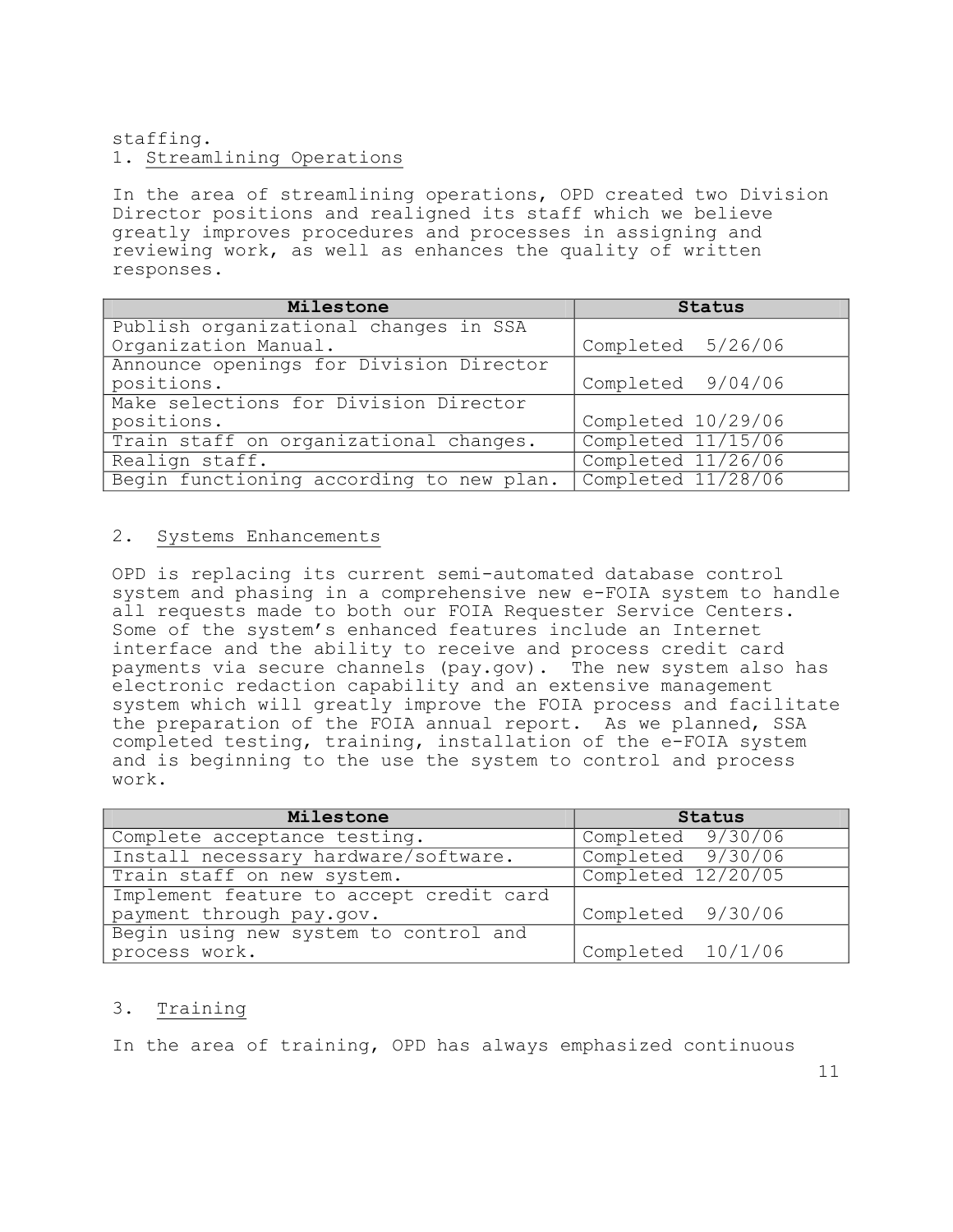staffing.

1. Streamlining Operations

In the area of streamlining operations, OPD created two Division Director positions and realigned its staff which we believe greatly improves procedures and processes in assigning and reviewing work, as well as enhances the quality of written responses.

| Milestone | Status |
|---|---|
| Publish organizational changes in SSA Organization Manual. | Completed 5/26/06 |
| Announce openings for Division Director positions. | Completed 9/04/06 |
| Make selections for Division Director positions. | Completed 10/29/06 |
| Train staff on organizational changes. | Completed 11/15/06 |
| Realign staff. | Completed 11/26/06 |
| Begin functioning according to new plan. | Completed 11/28/06 |

2. Systems Enhancements

OPD is replacing its current semi-automated database control system and phasing in a comprehensive new e-FOIA system to handle all requests made to both our FOIA Requester Service Centers. Some of the system's enhanced features include an Internet interface and the ability to receive and process credit card payments via secure channels (pay.gov). The new system also has electronic redaction capability and an extensive management system which will greatly improve the FOIA process and facilitate the preparation of the FOIA annual report. As we planned, SSA completed testing, training, installation of the e-FOIA system and is beginning to the use the system to control and process work.

| Milestone | Status |
|---|---|
| Complete acceptance testing. | Completed 9/30/06 |
| Install necessary hardware/software. | Completed 9/30/06 |
| Train staff on new system. | Completed 12/20/05 |
| Implement feature to accept credit card payment through pay.gov. | Completed 9/30/06 |
| Begin using new system to control and process work. | Completed 10/1/06 |

3. Training

In the area of training, OPD has always emphasized continuous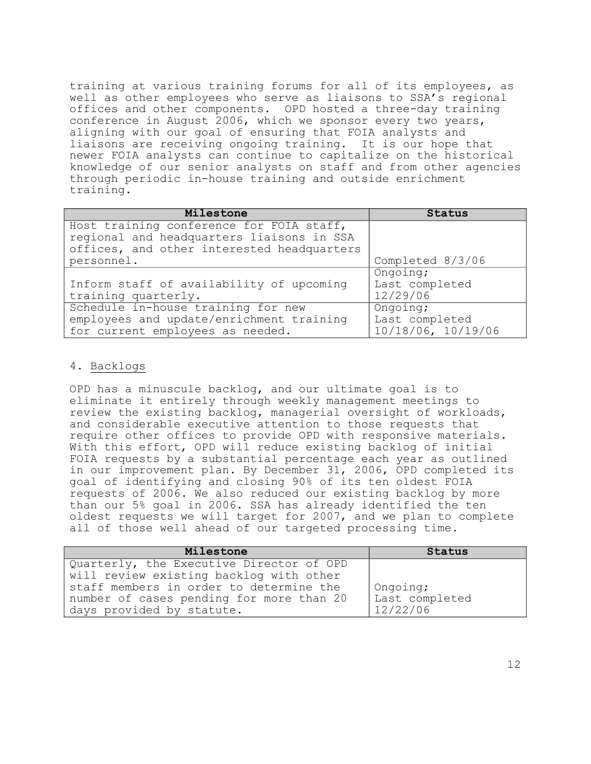training at various training forums for all of its employees, as well as other employees who serve as liaisons to SSA's regional offices and other components. OPD hosted a three-day training conference in August 2006, which we sponsor every two years, aligning with our goal of ensuring that FOIA analysts and liaisons are receiving ongoing training. It is our hope that newer FOIA analysts can continue to capitalize on the historical knowledge of our senior analysts on staff and from other agencies through periodic in-house training and outside enrichment training.

| Milestone | Status |
| --- | --- |
| Host training conference for FOIA staff, regional and headquarters liaisons in SSA offices, and other interested headquarters personnel. | Completed 8/3/06 |
| Inform staff of availability of upcoming training quarterly. | Ongoing; Last completed 12/29/06 |
| Schedule in-house training for new employees and update/enrichment training for current employees as needed. | Ongoing; Last completed 10/18/06, 10/19/06 |

## 4. Backlogs

OPD has a minuscule backlog, and our ultimate goal is to eliminate it entirely through weekly management meetings to review the existing backlog, managerial oversight of workloads, and considerable executive attention to those requests that require other offices to provide OPD with responsive materials. With this effort, OPD will reduce existing backlog of initial FOIA requests by a substantial percentage each year as outlined in our improvement plan. By December 31, 2006, OPD completed its goal of identifying and closing 90% of its ten oldest FOIA requests of 2006. We also reduced our existing backlog by more than our 5% goal in 2006. SSA has already identified the ten oldest requests we will target for 2007, and we plan to complete all of those well ahead of our targeted processing time.

| Milestone | Status |
| --- | --- |
| Quarterly, the Executive Director of OPD will review existing backlog with other staff members in order to determine the number of cases pending for more than 20 days provided by statute. | Ongoing; Last completed 12/22/06 |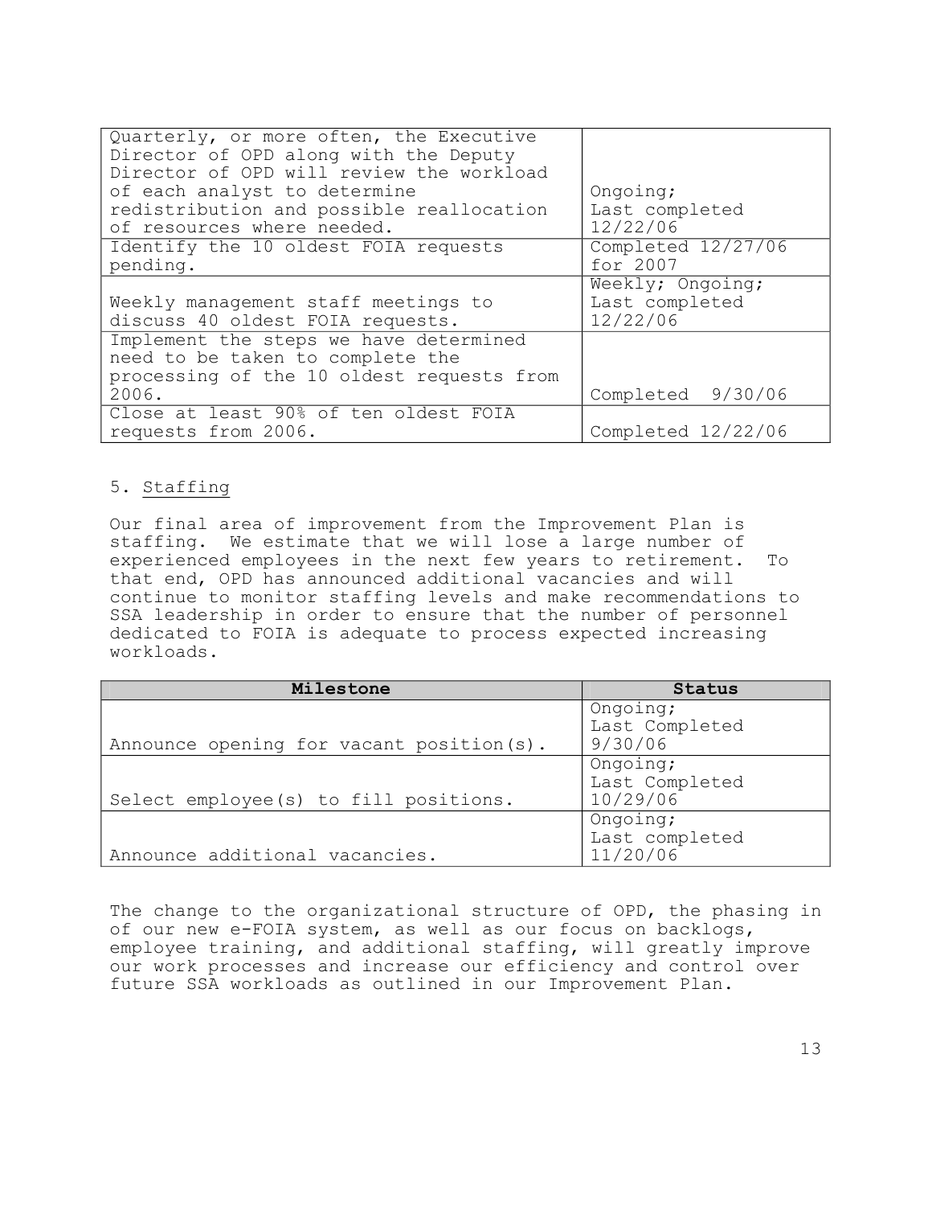| | |
|---|---|
| Quarterly, or more often, the Executive Director of OPD along with the Deputy Director of OPD will review the workload of each analyst to determine redistribution and possible reallocation of resources where needed. | Ongoing; Last completed 12/22/06 |
| Identify the 10 oldest FOIA requests pending. | Completed 12/27/06 for 2007 |
| Weekly management staff meetings to discuss 40 oldest FOIA requests. | Weekly; Ongoing; Last completed 12/22/06 |
| Implement the steps we have determined need to be taken to complete the processing of the 10 oldest requests from 2006. | Completed 9/30/06 |
| Close at least 90% of ten oldest FOIA requests from 2006. | Completed 12/22/06 |

5. Staffing

Our final area of improvement from the Improvement Plan is staffing. We estimate that we will lose a large number of experienced employees in the next few years to retirement. To that end, OPD has announced additional vacancies and will continue to monitor staffing levels and make recommendations to SSA leadership in order to ensure that the number of personnel dedicated to FOIA is adequate to process expected increasing workloads.

| Milestone | Status |
|---|---|
| Announce opening for vacant position(s). | Ongoing; Last Completed 9/30/06 |
| Select employee(s) to fill positions. | Ongoing; Last Completed 10/29/06 |
| Announce additional vacancies. | Ongoing; Last completed 11/20/06 |

The change to the organizational structure of OPD, the phasing in of our new e-FOIA system, as well as our focus on backlogs, employee training, and additional staffing, will greatly improve our work processes and increase our efficiency and control over future SSA workloads as outlined in our Improvement Plan.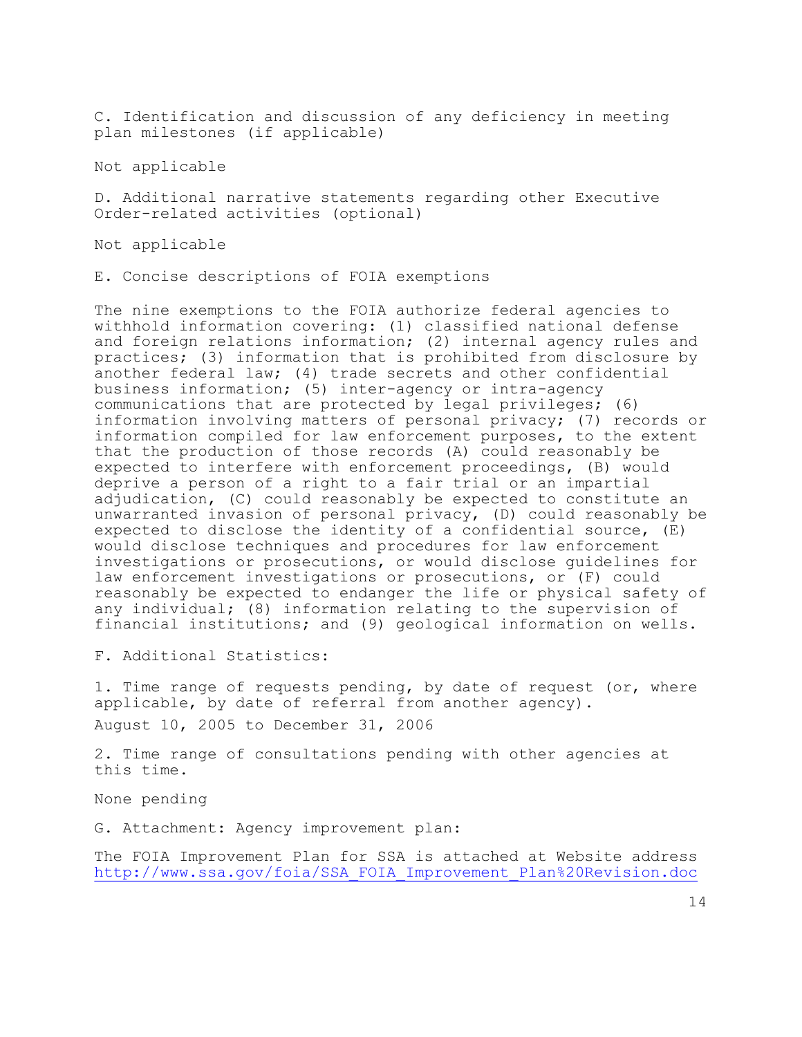C. Identification and discussion of any deficiency in meeting plan milestones (if applicable)

Not applicable

D. Additional narrative statements regarding other Executive Order-related activities (optional)

Not applicable

E. Concise descriptions of FOIA exemptions

The nine exemptions to the FOIA authorize federal agencies to withhold information covering: (1) classified national defense and foreign relations information; (2) internal agency rules and practices; (3) information that is prohibited from disclosure by another federal law; (4) trade secrets and other confidential business information; (5) inter-agency or intra-agency communications that are protected by legal privileges; (6) information involving matters of personal privacy; (7) records or information compiled for law enforcement purposes, to the extent that the production of those records (A) could reasonably be expected to interfere with enforcement proceedings, (B) would deprive a person of a right to a fair trial or an impartial adjudication, (C) could reasonably be expected to constitute an unwarranted invasion of personal privacy, (D) could reasonably be expected to disclose the identity of a confidential source, (E) would disclose techniques and procedures for law enforcement investigations or prosecutions, or would disclose guidelines for law enforcement investigations or prosecutions, or (F) could reasonably be expected to endanger the life or physical safety of any individual; (8) information relating to the supervision of financial institutions; and (9) geological information on wells.

F. Additional Statistics:

1. Time range of requests pending, by date of request (or, where applicable, by date of referral from another agency).

August 10, 2005 to December 31, 2006

2. Time range of consultations pending with other agencies at this time.

None pending

G. Attachment: Agency improvement plan:

The FOIA Improvement Plan for SSA is attached at Website address http://www.ssa.gov/foia/SSA_FOIA_Improvement_Plan%20Revision.doc